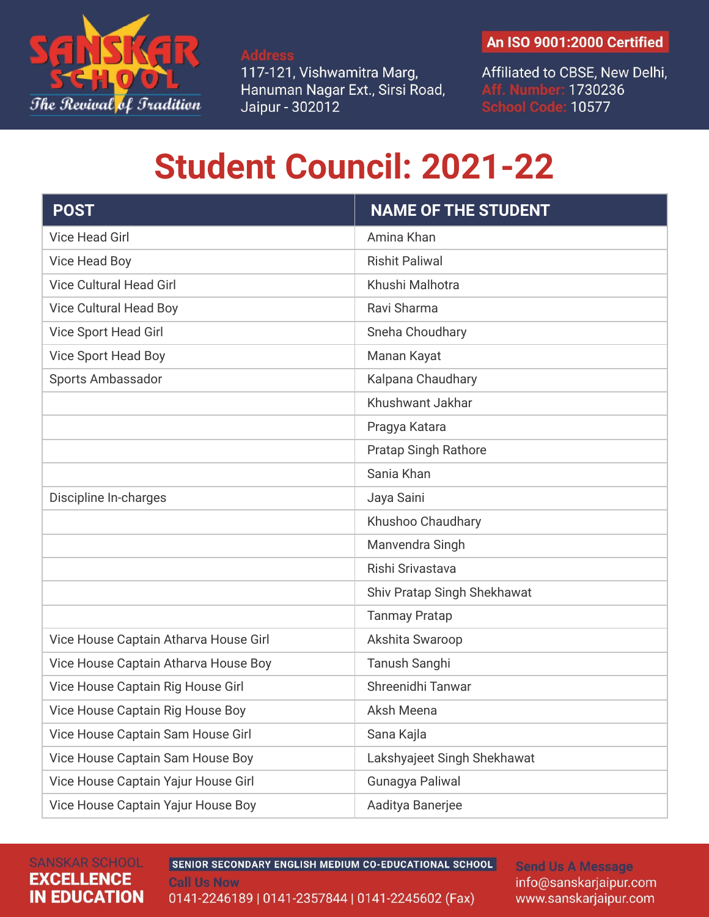SANSKAR SCHOOL
*The Revival of Tradition*

**Address**
117-121, Vishwamitra Marg,
Hanuman Nagar Ext., Sirsi Road,
Jaipur - 302012

**An ISO 9001:2000 Certified**

Affiliated to CBSE, New Delhi,
**Aff. Number:** 1730236
**School Code:** 10577

# Student Council: 2021-22

| POST | NAME OF THE STUDENT |
|---|---|
| Vice Head Girl | Amina Khan |
| Vice Head Boy | Rishit Paliwal |
| Vice Cultural Head Girl | Khushi Malhotra |
| Vice Cultural Head Boy | Ravi Sharma |
| Vice Sport Head Girl | Sneha Choudhary |
| Vice Sport Head Boy | Manan Kayat |
| Sports Ambassador | Kalpana Chaudhary |
| | Khushwant Jakhar |
| | Pragya Katara |
| | Pratap Singh Rathore |
| | Sania Khan |
| Discipline In-charges | Jaya Saini |
| | Khushoo Chaudhary |
| | Manvendra Singh |
| | Rishi Srivastava |
| | Shiv Pratap Singh Shekhawat |
| | Tanmay Pratap |
| Vice House Captain Atharva House Girl | Akshita Swaroop |
| Vice House Captain Atharva House Boy | Tanush Sanghi |
| Vice House Captain Rig House Girl | Shreenidhi Tanwar |
| Vice House Captain Rig House Boy | Aksh Meena |
| Vice House Captain Sam House Girl | Sana Kajla |
| Vice House Captain Sam House Boy | Lakshyajeet Singh Shekhawat |
| Vice House Captain Yajur House Girl | Gunagya Paliwal |
| Vice House Captain Yajur House Boy | Aaditya Banerjee |

SANSKAR SCHOOL
**EXCELLENCE IN EDUCATION**

**SENIOR SECONDARY ENGLISH MEDIUM CO-EDUCATIONAL SCHOOL**

**Call Us Now**
0141-2246189 | 0141-2357844 | 0141-2245602 (Fax)

**Send Us A Message**
info@sanskarjaipur.com
www.sanskarjaipur.com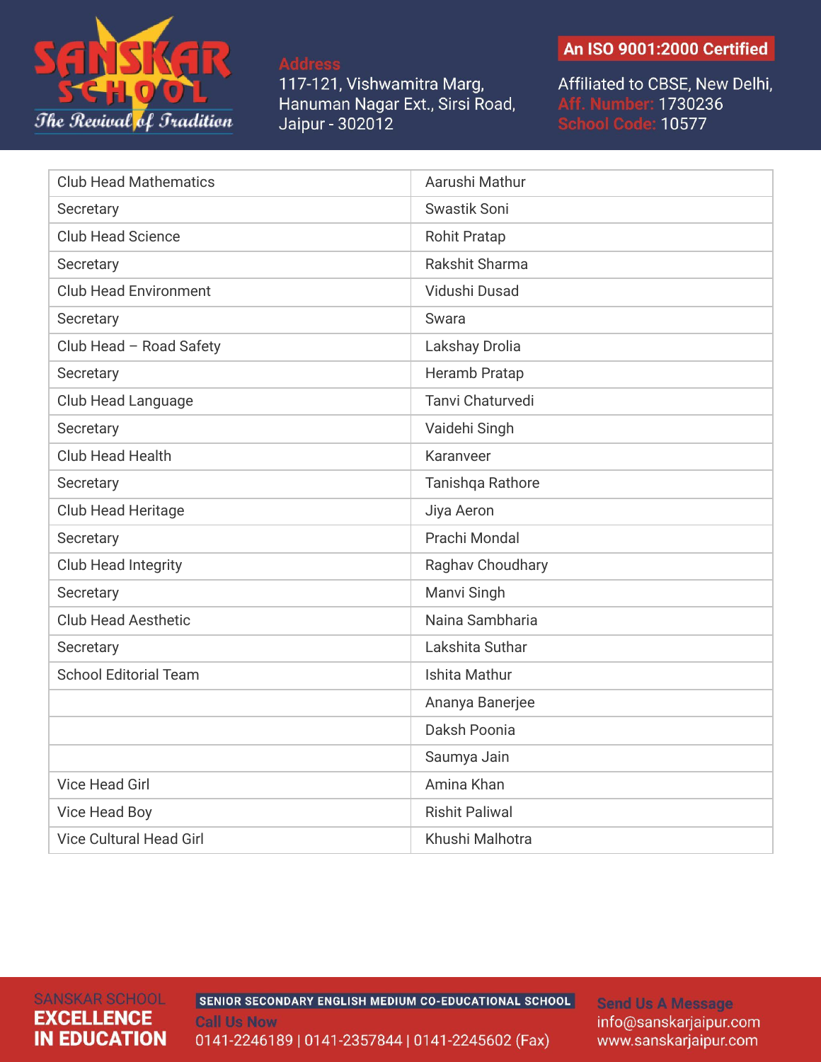| | |
|---|---|
| Club Head Mathematics | Aarushi Mathur |
| Secretary | Swastik Soni |
| Club Head Science | Rohit Pratap |
| Secretary | Rakshit Sharma |
| Club Head Environment | Vidushi Dusad |
| Secretary | Swara |
| Club Head – Road Safety | Lakshay Drolia |
| Secretary | Heramb Pratap |
| Club Head Language | Tanvi Chaturvedi |
| Secretary | Vaidehi Singh |
| Club Head Health | Karanveer |
| Secretary | Tanishqa Rathore |
| Club Head Heritage | Jiya Aeron |
| Secretary | Prachi Mondal |
| Club Head Integrity | Raghav Choudhary |
| Secretary | Manvi Singh |
| Club Head Aesthetic | Naina Sambharia |
| Secretary | Lakshita Suthar |
| School Editorial Team | Ishita Mathur |
| | Ananya Banerjee |
| | Daksh Poonia |
| | Saumya Jain |
| Vice Head Girl | Amina Khan |
| Vice Head Boy | Rishit Paliwal |
| Vice Cultural Head Girl | Khushi Malhotra |